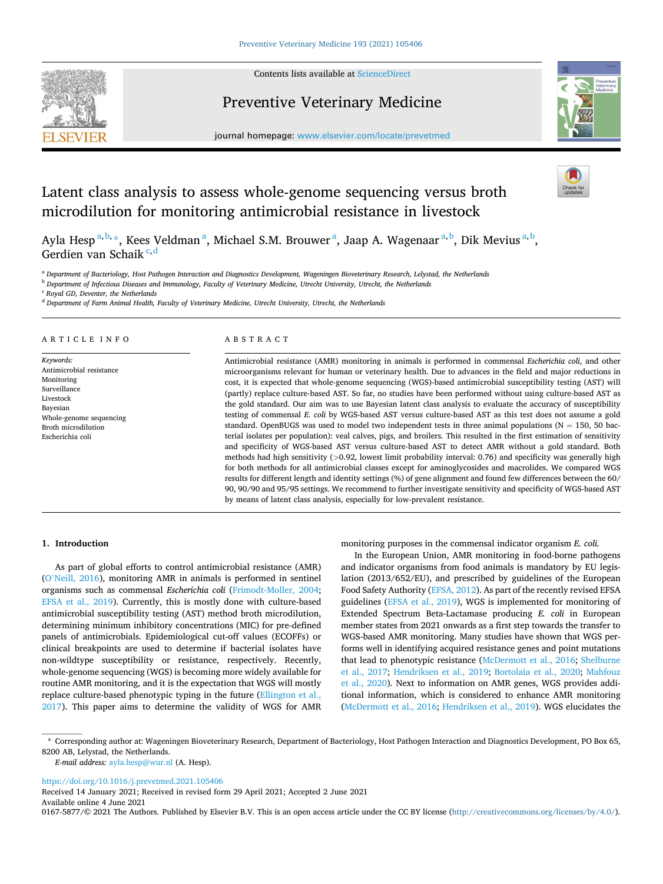Contents lists available at ScienceDirect

# Preventive Veterinary Medicine

journal homepage: www.elsevier.com/locate/prevetmed

# Latent class analysis to assess whole-genome sequencing versus broth microdilution for monitoring antimicrobial resistance in livestock

Ayla Hesp[a,b,*], Kees Veldman[a], Michael S.M. Brouwer[a], Jaap A. Wagenaar[a,b], Dik Mevius[a,b], Gerdien van Schaik[c,d]

[a] Department of Bacteriology, Host Pathogen Interaction and Diagnostics Development, Wageningen Bioveterinary Research, Lelystad, the Netherlands
[b] Department of Infectious Diseases and Immunology, Faculty of Veterinary Medicine, Utrecht University, Utrecht, the Netherlands
[c] Royal GD, Deventer, the Netherlands
[d] Department of Farm Animal Health, Faculty of Veterinary Medicine, Utrecht University, Utrecht, the Netherlands

## ARTICLE INFO

*Keywords:*
Antimicrobial resistance
Monitoring
Surveillance
Livestock
Bayesian
Whole-genome sequencing
Broth microdilution
Escherichia coli

## ABSTRACT

Antimicrobial resistance (AMR) monitoring in animals is performed in commensal *Escherichia coli*, and other microorganisms relevant for human or veterinary health. Due to advances in the field and major reductions in cost, it is expected that whole-genome sequencing (WGS)-based antimicrobial susceptibility testing (AST) will (partly) replace culture-based AST. So far, no studies have been performed without using culture-based AST as the gold standard. Our aim was to use Bayesian latent class analysis to evaluate the accuracy of susceptibility testing of commensal *E. coli* by WGS-based AST versus culture-based AST as this test does not assume a gold standard. OpenBUGS was used to model two independent tests in three animal populations (N = 150, 50 bacterial isolates per population): veal calves, pigs, and broilers. This resulted in the first estimation of sensitivity and specificity of WGS-based AST versus culture-based AST to detect AMR without a gold standard. Both methods had high sensitivity (>0.92, lowest limit probability interval: 0.76) and specificity was generally high for both methods for all antimicrobial classes except for aminoglycosides and macrolides. We compared WGS results for different length and identity settings (%) of gene alignment and found few differences between the 60/90, 90/90 and 95/95 settings. We recommend to further investigate sensitivity and specificity of WGS-based AST by means of latent class analysis, especially for low-prevalent resistance.

## 1. Introduction

As part of global efforts to control antimicrobial resistance (AMR) (O'Neill, 2016), monitoring AMR in animals is performed in sentinel organisms such as commensal *Escherichia coli* (Frimodt-Moller, 2004; EFSA et al., 2019). Currently, this is mostly done with culture-based antimicrobial susceptibility testing (AST) method broth microdilution, determining minimum inhibitory concentrations (MIC) for pre-defined panels of antimicrobials. Epidemiological cut-off values (ECOFFs) or clinical breakpoints are used to determine if bacterial isolates have non-wildtype susceptibility or resistance, respectively. Recently, whole-genome sequencing (WGS) is becoming more widely available for routine AMR monitoring, and it is the expectation that WGS will mostly replace culture-based phenotypic typing in the future (Ellington et al., 2017). This paper aims to determine the validity of WGS for AMR monitoring purposes in the commensal indicator organism *E. coli*.

In the European Union, AMR monitoring in food-borne pathogens and indicator organisms from food animals is mandatory by EU legislation (2013/652/EU), and prescribed by guidelines of the European Food Safety Authority (EFSA, 2012). As part of the recently revised EFSA guidelines (EFSA et al., 2019), WGS is implemented for monitoring of Extended Spectrum Beta-Lactamase producing *E. coli* in European member states from 2021 onwards as a first step towards the transfer to WGS-based AMR monitoring. Many studies have shown that WGS performs well in identifying acquired resistance genes and point mutations that lead to phenotypic resistance (McDermott et al., 2016; Shelburne et al., 2017; Hendriksen et al., 2019; Bortolaia et al., 2020; Mahfouz et al., 2020). Next to information on AMR genes, WGS provides additional information, which is considered to enhance AMR monitoring (McDermott et al., 2016; Hendriksen et al., 2019). WGS elucidates the

\* Corresponding author at: Wageningen Bioveterinary Research, Department of Bacteriology, Host Pathogen Interaction and Diagnostics Development, PO Box 65, 8200 AB, Lelystad, the Netherlands.
*E-mail address:* ayla.hesp@wur.nl (A. Hesp).

https://doi.org/10.1016/j.prevetmed.2021.105406
Received 14 January 2021; Received in revised form 29 April 2021; Accepted 2 June 2021
Available online 4 June 2021
0167-5877/© 2021 The Authors. Published by Elsevier B.V. This is an open access article under the CC BY license (http://creativecommons.org/licenses/by/4.0/).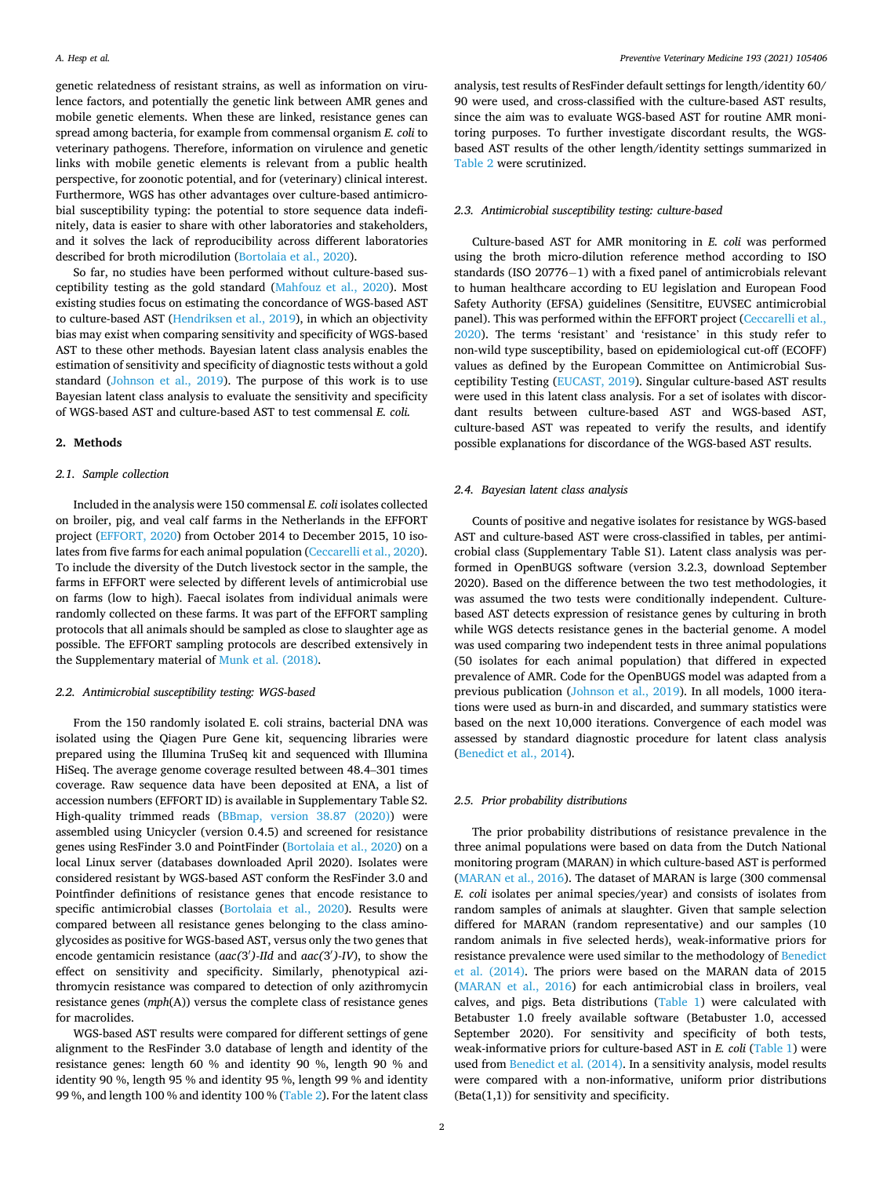genetic relatedness of resistant strains, as well as information on virulence factors, and potentially the genetic link between AMR genes and mobile genetic elements. When these are linked, resistance genes can spread among bacteria, for example from commensal organism *E. coli* to veterinary pathogens. Therefore, information on virulence and genetic links with mobile genetic elements is relevant from a public health perspective, for zoonotic potential, and for (veterinary) clinical interest. Furthermore, WGS has other advantages over culture-based antimicrobial susceptibility typing: the potential to store sequence data indefinitely, data is easier to share with other laboratories and stakeholders, and it solves the lack of reproducibility across different laboratories described for broth microdilution (Bortolaia et al., 2020).

So far, no studies have been performed without culture-based susceptibility testing as the gold standard (Mahfouz et al., 2020). Most existing studies focus on estimating the concordance of WGS-based AST to culture-based AST (Hendriksen et al., 2019), in which an objectivity bias may exist when comparing sensitivity and specificity of WGS-based AST to these other methods. Bayesian latent class analysis enables the estimation of sensitivity and specificity of diagnostic tests without a gold standard (Johnson et al., 2019). The purpose of this work is to use Bayesian latent class analysis to evaluate the sensitivity and specificity of WGS-based AST and culture-based AST to test commensal *E. coli.*

## 2. Methods

### 2.1. Sample collection

Included in the analysis were 150 commensal *E. coli* isolates collected on broiler, pig, and veal calf farms in the Netherlands in the EFFORT project (EFFORT, 2020) from October 2014 to December 2015, 10 isolates from five farms for each animal population (Ceccarelli et al., 2020). To include the diversity of the Dutch livestock sector in the sample, the farms in EFFORT were selected by different levels of antimicrobial use on farms (low to high). Faecal isolates from individual animals were randomly collected on these farms. It was part of the EFFORT sampling protocols that all animals should be sampled as close to slaughter age as possible. The EFFORT sampling protocols are described extensively in the Supplementary material of Munk et al. (2018).

### 2.2. Antimicrobial susceptibility testing: WGS-based

From the 150 randomly isolated E. coli strains, bacterial DNA was isolated using the Qiagen Pure Gene kit, sequencing libraries were prepared using the Illumina TruSeq kit and sequenced with Illumina HiSeq. The average genome coverage resulted between 48.4–301 times coverage. Raw sequence data have been deposited at ENA, a list of accession numbers (EFFORT ID) is available in Supplementary Table S2. High-quality trimmed reads (BBmap, version 38.87 (2020)) were assembled using Unicycler (version 0.4.5) and screened for resistance genes using ResFinder 3.0 and PointFinder (Bortolaia et al., 2020) on a local Linux server (databases downloaded April 2020). Isolates were considered resistant by WGS-based AST conform the ResFinder 3.0 and Pointfinder definitions of resistance genes that encode resistance to specific antimicrobial classes (Bortolaia et al., 2020). Results were compared between all resistance genes belonging to the class aminoglycosides as positive for WGS-based AST, versus only the two genes that encode gentamicin resistance (*aac(3′)-IId* and *aac(3′)-IV*), to show the effect on sensitivity and specificity. Similarly, phenotypical azithromycin resistance was compared to detection of only azithromycin resistance genes (*mph*(A)) versus the complete class of resistance genes for macrolides.

WGS-based AST results were compared for different settings of gene alignment to the ResFinder 3.0 database of length and identity of the resistance genes: length 60 % and identity 90 %, length 90 % and identity 90 %, length 95 % and identity 95 %, length 99 % and identity 99 %, and length 100 % and identity 100 % (Table 2). For the latent class analysis, test results of ResFinder default settings for length/identity 60/90 were used, and cross-classified with the culture-based AST results, since the aim was to evaluate WGS-based AST for routine AMR monitoring purposes. To further investigate discordant results, the WGS-based AST results of the other length/identity settings summarized in Table 2 were scrutinized.

### 2.3. Antimicrobial susceptibility testing: culture-based

Culture-based AST for AMR monitoring in *E. coli* was performed using the broth micro-dilution reference method according to ISO standards (ISO 20776−1) with a fixed panel of antimicrobials relevant to human healthcare according to EU legislation and European Food Safety Authority (EFSA) guidelines (Sensititre, EUVSEC antimicrobial panel). This was performed within the EFFORT project (Ceccarelli et al., 2020). The terms 'resistant' and 'resistance' in this study refer to non-wild type susceptibility, based on epidemiological cut-off (ECOFF) values as defined by the European Committee on Antimicrobial Susceptibility Testing (EUCAST, 2019). Singular culture-based AST results were used in this latent class analysis. For a set of isolates with discordant results between culture-based AST and WGS-based AST, culture-based AST was repeated to verify the results, and identify possible explanations for discordance of the WGS-based AST results.

### 2.4. Bayesian latent class analysis

Counts of positive and negative isolates for resistance by WGS-based AST and culture-based AST were cross-classified in tables, per antimicrobial class (Supplementary Table S1). Latent class analysis was performed in OpenBUGS software (version 3.2.3, download September 2020). Based on the difference between the two test methodologies, it was assumed the two tests were conditionally independent. Culture-based AST detects expression of resistance genes by culturing in broth while WGS detects resistance genes in the bacterial genome. A model was used comparing two independent tests in three animal populations (50 isolates for each animal population) that differed in expected prevalence of AMR. Code for the OpenBUGS model was adapted from a previous publication (Johnson et al., 2019). In all models, 1000 iterations were used as burn-in and discarded, and summary statistics were based on the next 10,000 iterations. Convergence of each model was assessed by standard diagnostic procedure for latent class analysis (Benedict et al., 2014).

### 2.5. Prior probability distributions

The prior probability distributions of resistance prevalence in the three animal populations were based on data from the Dutch National monitoring program (MARAN) in which culture-based AST is performed (MARAN et al., 2016). The dataset of MARAN is large (300 commensal *E. coli* isolates per animal species/year) and consists of isolates from random samples of animals at slaughter. Given that sample selection differed for MARAN (random representative) and our samples (10 random animals in five selected herds), weak-informative priors for resistance prevalence were used similar to the methodology of Benedict et al. (2014). The priors were based on the MARAN data of 2015 (MARAN et al., 2016) for each antimicrobial class in broilers, veal calves, and pigs. Beta distributions (Table 1) were calculated with Betabuster 1.0 freely available software (Betabuster 1.0, accessed September 2020). For sensitivity and specificity of both tests, weak-informative priors for culture-based AST in *E. coli* (Table 1) were used from Benedict et al. (2014). In a sensitivity analysis, model results were compared with a non-informative, uniform prior distributions (Beta(1,1)) for sensitivity and specificity.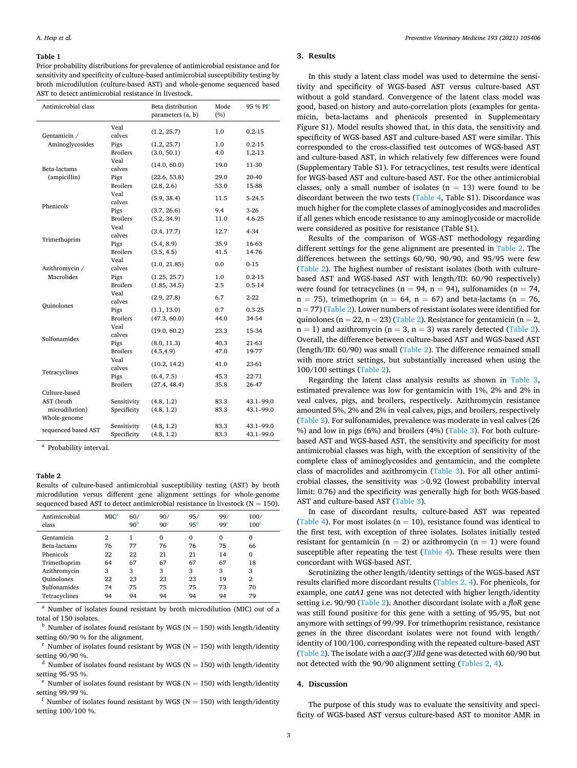**Table 1**
Prior probability distributions for prevalence of antimicrobial resistance and for sensitivity and specificity of culture-based antimicrobial susceptibility testing by broth microdilution (culture-based AST) and whole-genome sequenced based AST to detect antimicrobial resistance in livestock.

| Antimicrobial class | | Beta distribution parameters (a, b) | Mode (%) | 95 % PI[a] |
|---|---|---|---|---|
| Gentamicin / Aminoglycosides | Veal calves | (1.2, 25.7) | 1.0 | 0.2-15 |
| | Pigs | (1.2, 25.7) | 1.0 | 0.2-15 |
| | Broilers | (3.0, 50.1) | 4.0 | 1.2-13 |
| Beta-lactams (ampicillin) | Veal calves | (14.0, 60.0) | 19.0 | 11-30 |
| | Pigs | (22.6, 53.8) | 29.0 | 20-40 |
| | Broilers | (2.8, 2.6) | 53.0 | 15-88 |
| Phenicols | Veal calves | (5.9, 38.4) | 11.5 | 5-24.5 |
| | Pigs | (3.7, 26.6) | 9.4 | 3-26 |
| | Broilers | (5.2, 34.9) | 11.0 | 4.6-25 |
| Trimethoprim | Veal calves | (3.4, 17.7) | 12.7 | 4-34 |
| | Pigs | (5.4, 8.9) | 35.9 | 16-63 |
| | Broilers | (3.5, 4.5) | 41.5 | 14-76 |
| Azithromycin / Macrolides | Veal calves | (1.0, 21.85) | 0.0 | 0-15 |
| | Pigs | (1.25, 25.7) | 1.0 | 0.2-15 |
| | Broilers | (1.85, 34.5) | 2.5 | 0.5-14 |
| Quinolones | Veal calves | (2.9, 27.8) | 6.7 | 2-22 |
| | Pigs | (1.1, 13.0) | 0.7 | 0.3-25 |
| | Broilers | (47.3, 60.0) | 44.0 | 34-54 |
| Sulfonamides | Veal calves | (19.0, 60.2) | 23.3 | 15-34 |
| | Pigs | (8.0, 11.3) | 40.3 | 21-63 |
| | Broilers | (4.5,4.9) | 47.0 | 19-77 |
| Tetracyclines | Veal calves | (10.2, 14.2) | 41.0 | 23-61 |
| | Pigs | (6.4, 7.5) | 45.3 | 22-71 |
| | Broilers | (27.4, 48.4) | 35.8 | 26-47 |
| Culture-based AST (broth microdilution) | Sensitivity | (4.8, 1.2) | 83.3 | 43.1–99.0 |
| | Specificity | (4.8, 1.2) | 83.3 | 43.1–99.0 |
| Whole-genome sequenced based AST | Sensitivity | (4.8, 1.2) | 83.3 | 43.1–99.0 |
| | Specificity | (4.8, 1.2) | 83.3 | 43.1–99.0 |

[a] Probability interval.

**Table 2**
Results of culture-based antimicrobial susceptibility testing (AST) by broth microdilution versus different gene alignment settings for whole-genome sequenced based AST to detect antimicrobial resistance in livestock (N = 150).

| Antimicrobial class | MIC[a] | 60/90[b] | 90/90[c] | 95/95[d] | 99/99[e] | 100/100[f] |
|---|---|---|---|---|---|---|
| Gentamicin | 2 | 1 | 0 | 0 | 0 | 0 |
| Beta-lactams | 76 | 77 | 76 | 76 | 75 | 66 |
| Phenicols | 22 | 22 | 21 | 21 | 14 | 0 |
| Trimethoprim | 64 | 67 | 67 | 67 | 67 | 18 |
| Azithromycin | 3 | 3 | 3 | 3 | 3 | 3 |
| Quinolones | 22 | 23 | 23 | 23 | 19 | 2 |
| Sulfonamides | 74 | 75 | 75 | 75 | 73 | 70 |
| Tetracyclines | 94 | 94 | 94 | 94 | 94 | 79 |

[a] Number of isolates found resistant by broth microdilution (MIC) out of a total of 150 isolates.
[b] Number of isolates found resistant by WGS (N = 150) with length/identity setting 60/90 % for the alignment.
[c] Number of isolates found resistant by WGS (N = 150) with length/identity setting 90/90 %.
[d] Number of isolates found resistant by WGS (N = 150) with length/identity setting 95/95 %.
[e] Number of isolates found resistant by WGS (N = 150) with length/identity setting 99/99 %.
[f] Number of isolates found resistant by WGS (N = 150) with length/identity setting 100/100 %.

## 3. Results

In this study a latent class model was used to determine the sensitivity and specificity of WGS-based AST versus culture-based AST without a gold standard. Convergence of the latent class model was good, based on history and auto-correlation plots (examples for gentamicin, beta-lactams and phenicols presented in Supplementary Figure S1). Model results showed that, in this data, the sensitivity and specificity of WGS-based AST and culture-based AST were similar. This corresponded to the cross-classified test outcomes of WGS-based AST and culture-based AST, in which relatively few differences were found (Supplementary Table S1). For tetracyclines, test results were identical for WGS-based AST and culture-based AST. For the other antimicrobial classes, only a small number of isolates (n = 13) were found to be discordant between the two tests (Table 4, Table S1). Discordance was much higher for the complete classes of aminoglycosides and macrolides if all genes which encode resistance to any aminoglycoside or macrolide were considered as positive for resistance (Table S1).

Results of the comparison of WGS-AST methodology regarding different settings for the gene alignment are presented in Table 2. The differences between the settings 60/90, 90/90, and 95/95 were few (Table 2). The highest number of resistant isolates (both with culture-based AST and WGS-based AST with length/ID: 60/90 respectively) were found for tetracyclines (n = 94, n = 94), sulfonamides (n = 74, n = 75), trimethoprim (n = 64, n = 67) and beta-lactams (n = 76, n = 77) (Table 2). Lower numbers of resistant isolates were identified for quinolones (n = 22, n = 23) (Table 2). Resistance for gentamicin (n = 2, n = 1) and azithromycin (n = 3, n = 3) was rarely detected (Table 2). Overall, the difference between culture-based AST and WGS-based AST (length/ID: 60/90) was small (Table 2). The difference remained small with more strict settings, but substantially increased when using the 100/100 settings (Table 2).

Regarding the latent class analysis results as shown in Table 3, estimated prevalence was low for gentamicin with 1%, 2% and 2% in veal calves, pigs, and broilers, respectively. Azithromycin resistance amounted 5%, 2% and 2% in veal calves, pigs, and broilers, respectively (Table 3). For sulfonamides, prevalence was moderate in veal calves (26 %) and low in pigs (6%) and broilers (4%) (Table 3). For both culture-based AST and WGS-based AST, the sensitivity and specificity for most antimicrobial classes was high, with the exception of sensitivity of the complete class of aminoglycosides and gentamicin, and the complete class of macrolides and azithromycin (Table 3). For all other antimicrobial classes, the sensitivity was >0.92 (lowest probability interval limit: 0.76) and the specificity was generally high for both WGS-based AST and culture-based AST (Table 3).

In case of discordant results, culture-based AST was repeated (Table 4). For most isolates (n = 10), resistance found was identical to the first test, with exception of three isolates. Isolates initially tested resistant for gentamicin (n = 2) or azithromycin (n = 1) were found susceptible after repeating the test (Table 4). These results were then concordant with WGS-based AST.

Scrutinizing the other length/identity settings of the WGS-based AST results clarified more discordant results (Tables 2, 4). For phenicols, for example, one *catA1* gene was not detected with higher length/identity setting i.e. 90/90 (Table 2). Another discordant isolate with a *floR* gene was still found positive for this gene with a setting of 95/95, but not anymore with settings of 99/99. For trimethoprim resistance, resistance genes in the three discordant isolates were not found with length/identity of 100/100, corresponding with the repeated culture-based AST (Table 2). The isolate with a *aac(3′)IId* gene was detected with 60/90 but not detected with the 90/90 alignment setting (Tables 2, 4).

## 4. Discussion

The purpose of this study was to evaluate the sensitivity and specificity of WGS-based AST versus culture-based AST to monitor AMR in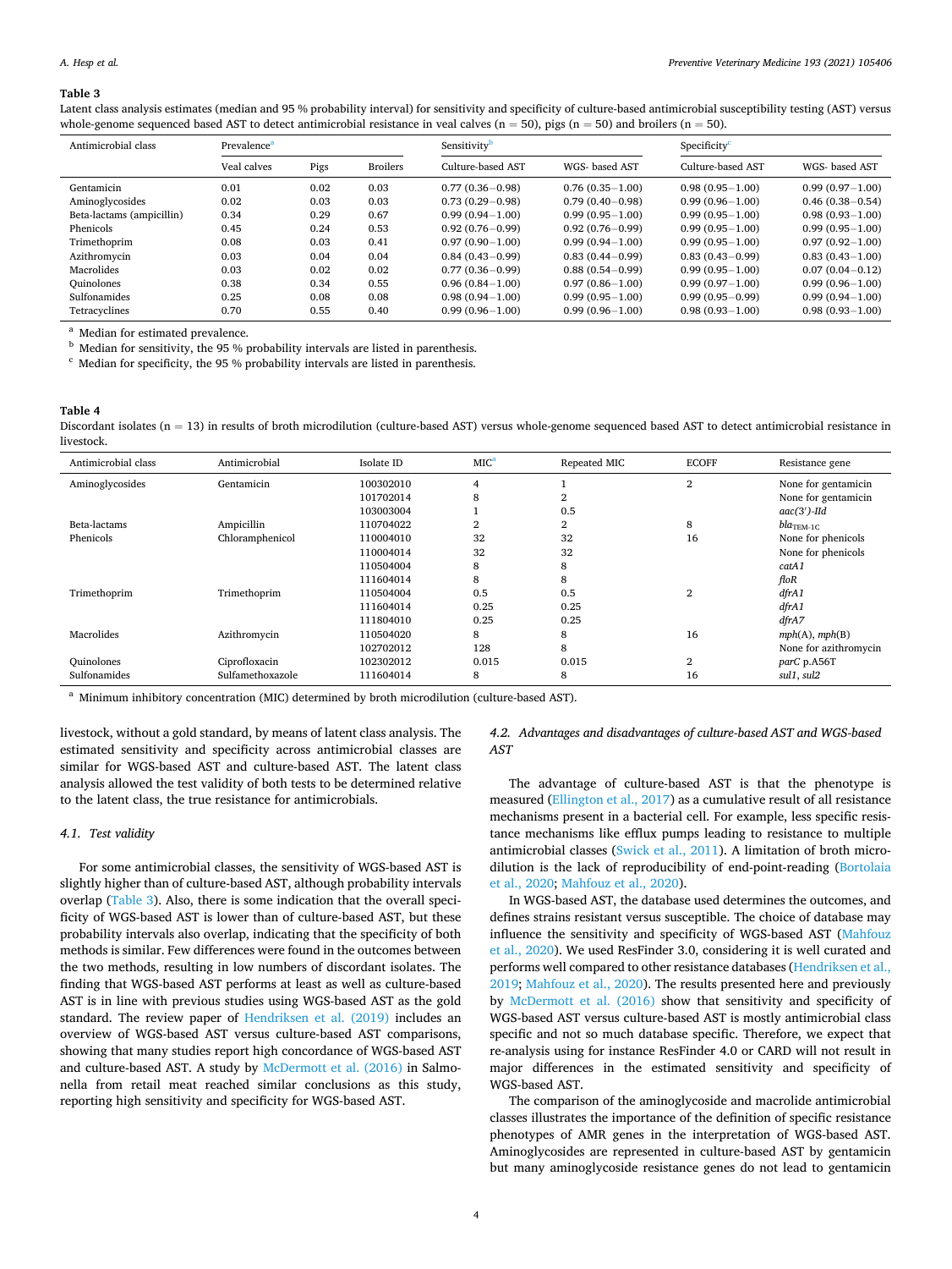**Table 3**
Latent class analysis estimates (median and 95 % probability interval) for sensitivity and specificity of culture-based antimicrobial susceptibility testing (AST) versus whole-genome sequenced based AST to detect antimicrobial resistance in veal calves (n = 50), pigs (n = 50) and broilers (n = 50).

| Antimicrobial class | Prevalence[a] | | | Sensitivity[b] | | Specificity[c] | |
|---|---|---|---|---|---|---|---|
| | Veal calves | Pigs | Broilers | Culture-based AST | WGS- based AST | Culture-based AST | WGS- based AST |
| Gentamicin | 0.01 | 0.02 | 0.03 | 0.77 (0.36−0.98) | 0.76 (0.35−1.00) | 0.98 (0.95−1.00) | 0.99 (0.97−1.00) |
| Aminoglycosides | 0.02 | 0.03 | 0.03 | 0.73 (0.29−0.98) | 0.79 (0.40−0.98) | 0.99 (0.96−1.00) | 0.46 (0.38−0.54) |
| Beta-lactams (ampicillin) | 0.34 | 0.29 | 0.67 | 0.99 (0.94−1.00) | 0.99 (0.95−1.00) | 0.99 (0.95−1.00) | 0.98 (0.93−1.00) |
| Phenicols | 0.45 | 0.24 | 0.53 | 0.92 (0.76−0.99) | 0.92 (0.76−0.99) | 0.99 (0.95−1.00) | 0.99 (0.95−1.00) |
| Trimethoprim | 0.08 | 0.03 | 0.41 | 0.97 (0.90−1.00) | 0.99 (0.94−1.00) | 0.99 (0.95−1.00) | 0.97 (0.92−1.00) |
| Azithromycin | 0.03 | 0.04 | 0.04 | 0.84 (0.43−0.99) | 0.83 (0.44−0.99) | 0.83 (0.43−0.99) | 0.83 (0.43−1.00) |
| Macrolides | 0.03 | 0.02 | 0.02 | 0.77 (0.36−0.99) | 0.88 (0.54−0.99) | 0.99 (0.95−1.00) | 0.07 (0.04−0.12) |
| Quinolones | 0.38 | 0.34 | 0.55 | 0.96 (0.84−1.00) | 0.97 (0.86−1.00) | 0.99 (0.97−1.00) | 0.99 (0.96−1.00) |
| Sulfonamides | 0.25 | 0.08 | 0.08 | 0.98 (0.94−1.00) | 0.99 (0.95−1.00) | 0.99 (0.95−0.99) | 0.99 (0.94−1.00) |
| Tetracyclines | 0.70 | 0.55 | 0.40 | 0.99 (0.96−1.00) | 0.99 (0.96−1.00) | 0.98 (0.93−1.00) | 0.98 (0.93−1.00) |

[a] Median for estimated prevalence.
[b] Median for sensitivity, the 95 % probability intervals are listed in parenthesis.
[c] Median for specificity, the 95 % probability intervals are listed in parenthesis.

**Table 4**
Discordant isolates (n = 13) in results of broth microdilution (culture-based AST) versus whole-genome sequenced based AST to detect antimicrobial resistance in livestock.

| Antimicrobial class | Antimicrobial | Isolate ID | MIC[a] | Repeated MIC | ECOFF | Resistance gene |
|---|---|---|---|---|---|---|
| Aminoglycosides | Gentamicin | 100302010 | 4 | 1 | 2 | None for gentamicin |
| | | 101702014 | 8 | 2 | | None for gentamicin |
| | | 103003004 | 1 | 0.5 | | *aac(3′)-IId* |
| Beta-lactams | Ampicillin | 110704022 | 2 | 2 | 8 | $bla_{TEM-1C}$ |
| Phenicols | Chloramphenicol | 110004010 | 32 | 32 | 16 | None for phenicols |
| | | 110004014 | 32 | 32 | | None for phenicols |
| | | 110504004 | 8 | 8 | | *catA1* |
| | | 111604014 | 8 | 8 | | *floR* |
| Trimethoprim | Trimethoprim | 110504004 | 0.5 | 0.5 | 2 | *dfrA1* |
| | | 111604014 | 0.25 | 0.25 | | *dfrA1* |
| | | 111804010 | 0.25 | 0.25 | | *dfrA7* |
| Macrolides | Azithromycin | 110504020 | 8 | 8 | 16 | *mph*(A), *mph*(B) |
| | | 102702012 | 128 | 8 | | None for azithromycin |
| Quinolones | Ciprofloxacin | 102302012 | 0.015 | 0.015 | 2 | *parC* p.A56T |
| Sulfonamides | Sulfamethoxazole | 111604014 | 8 | 8 | 16 | *sul1*, *sul2* |

[a] Minimum inhibitory concentration (MIC) determined by broth microdilution (culture-based AST).

livestock, without a gold standard, by means of latent class analysis. The estimated sensitivity and specificity across antimicrobial classes are similar for WGS-based AST and culture-based AST. The latent class analysis allowed the test validity of both tests to be determined relative to the latent class, the true resistance for antimicrobials.

### 4.1. Test validity

For some antimicrobial classes, the sensitivity of WGS-based AST is slightly higher than of culture-based AST, although probability intervals overlap (Table 3). Also, there is some indication that the overall specificity of WGS-based AST is lower than of culture-based AST, but these probability intervals also overlap, indicating that the specificity of both methods is similar. Few differences were found in the outcomes between the two methods, resulting in low numbers of discordant isolates. The finding that WGS-based AST performs at least as well as culture-based AST is in line with previous studies using WGS-based AST as the gold standard. The review paper of Hendriksen et al. (2019) includes an overview of WGS-based AST versus culture-based AST comparisons, showing that many studies report high concordance of WGS-based AST and culture-based AST. A study by McDermott et al. (2016) in Salmonella from retail meat reached similar conclusions as this study, reporting high sensitivity and specificity for WGS-based AST.

### 4.2. Advantages and disadvantages of culture-based AST and WGS-based AST

The advantage of culture-based AST is that the phenotype is measured (Ellington et al., 2017) as a cumulative result of all resistance mechanisms present in a bacterial cell. For example, less specific resistance mechanisms like efflux pumps leading to resistance to multiple antimicrobial classes (Swick et al., 2011). A limitation of broth microdilution is the lack of reproducibility of end-point-reading (Bortolaia et al., 2020; Mahfouz et al., 2020).

In WGS-based AST, the database used determines the outcomes, and defines strains resistant versus susceptible. The choice of database may influence the sensitivity and specificity of WGS-based AST (Mahfouz et al., 2020). We used ResFinder 3.0, considering it is well curated and performs well compared to other resistance databases (Hendriksen et al., 2019; Mahfouz et al., 2020). The results presented here and previously by McDermott et al. (2016) show that sensitivity and specificity of WGS-based AST versus culture-based AST is mostly antimicrobial class specific and not so much database specific. Therefore, we expect that re-analysis using for instance ResFinder 4.0 or CARD will not result in major differences in the estimated sensitivity and specificity of WGS-based AST.

The comparison of the aminoglycoside and macrolide antimicrobial classes illustrates the importance of the definition of specific resistance phenotypes of AMR genes in the interpretation of WGS-based AST. Aminoglycosides are represented in culture-based AST by gentamicin but many aminoglycoside resistance genes do not lead to gentamicin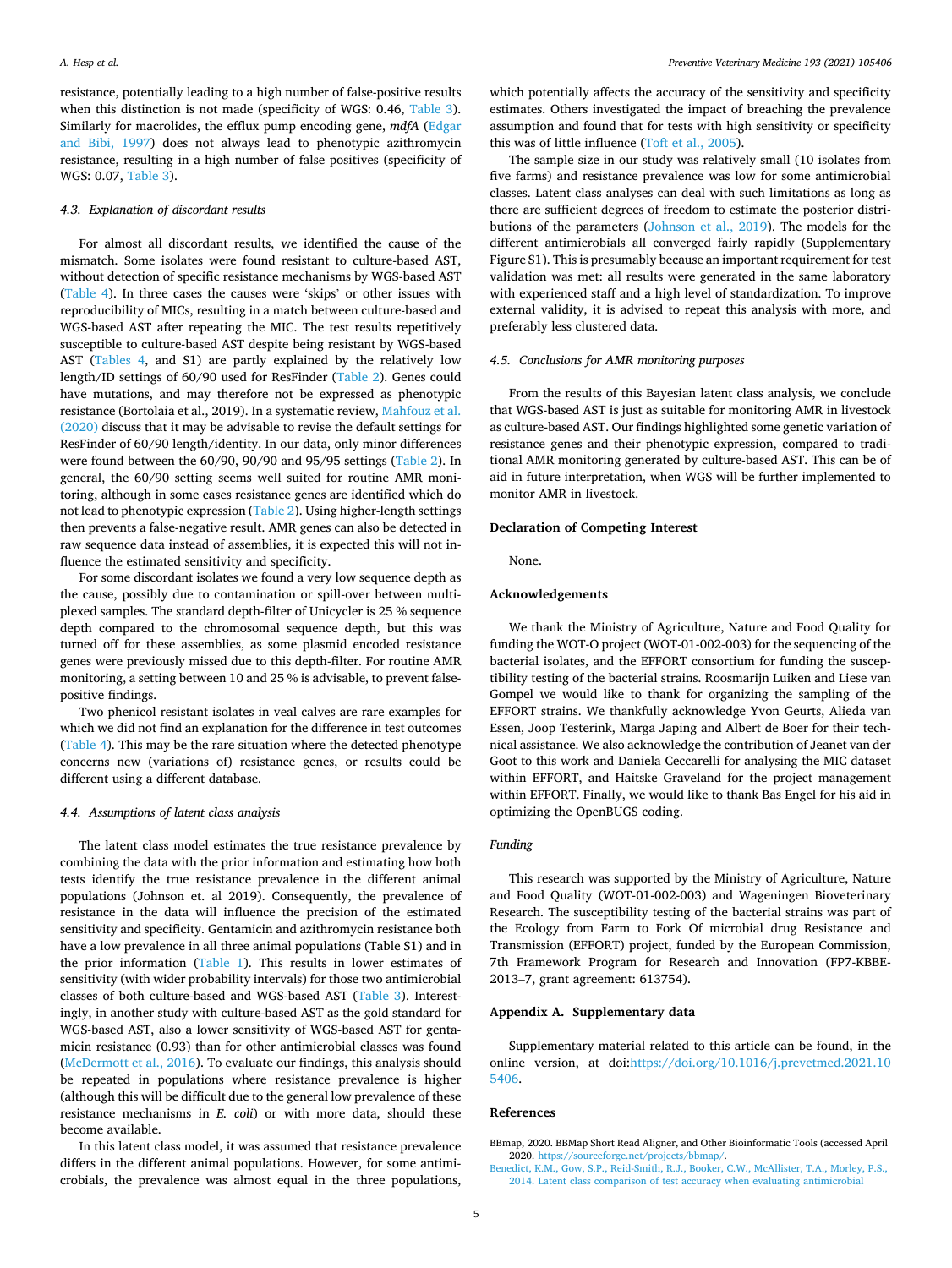resistance, potentially leading to a high number of false-positive results when this distinction is not made (specificity of WGS: 0.46, Table 3). Similarly for macrolides, the efflux pump encoding gene, *mdfA* (Edgar and Bibi, 1997) does not always lead to phenotypic azithromycin resistance, resulting in a high number of false positives (specificity of WGS: 0.07, Table 3).

### 4.3. Explanation of discordant results

For almost all discordant results, we identified the cause of the mismatch. Some isolates were found resistant to culture-based AST, without detection of specific resistance mechanisms by WGS-based AST (Table 4). In three cases the causes were 'skips' or other issues with reproducibility of MICs, resulting in a match between culture-based and WGS-based AST after repeating the MIC. The test results repetitively susceptible to culture-based AST despite being resistant by WGS-based AST (Tables 4, and S1) are partly explained by the relatively low length/ID settings of 60/90 used for ResFinder (Table 2). Genes could have mutations, and may therefore not be expressed as phenotypic resistance (Bortolaia et al., 2019). In a systematic review, Mahfouz et al. (2020) discuss that it may be advisable to revise the default settings for ResFinder of 60/90 length/identity. In our data, only minor differences were found between the 60/90, 90/90 and 95/95 settings (Table 2). In general, the 60/90 setting seems well suited for routine AMR monitoring, although in some cases resistance genes are identified which do not lead to phenotypic expression (Table 2). Using higher-length settings then prevents a false-negative result. AMR genes can also be detected in raw sequence data instead of assemblies, it is expected this will not influence the estimated sensitivity and specificity.

For some discordant isolates we found a very low sequence depth as the cause, possibly due to contamination or spill-over between multiplexed samples. The standard depth-filter of Unicycler is 25 % sequence depth compared to the chromosomal sequence depth, but this was turned off for these assemblies, as some plasmid encoded resistance genes were previously missed due to this depth-filter. For routine AMR monitoring, a setting between 10 and 25 % is advisable, to prevent false-positive findings.

Two phenicol resistant isolates in veal calves are rare examples for which we did not find an explanation for the difference in test outcomes (Table 4). This may be the rare situation where the detected phenotype concerns new (variations of) resistance genes, or results could be different using a different database.

### 4.4. Assumptions of latent class analysis

The latent class model estimates the true resistance prevalence by combining the data with the prior information and estimating how both tests identify the true resistance prevalence in the different animal populations (Johnson et. al 2019). Consequently, the prevalence of resistance in the data will influence the precision of the estimated sensitivity and specificity. Gentamicin and azithromycin resistance both have a low prevalence in all three animal populations (Table S1) and in the prior information (Table 1). This results in lower estimates of sensitivity (with wider probability intervals) for those two antimicrobial classes of both culture-based and WGS-based AST (Table 3). Interestingly, in another study with culture-based AST as the gold standard for WGS-based AST, also a lower sensitivity of WGS-based AST for gentamicin resistance (0.93) than for other antimicrobial classes was found (McDermott et al., 2016). To evaluate our findings, this analysis should be repeated in populations where resistance prevalence is higher (although this will be difficult due to the general low prevalence of these resistance mechanisms in *E. coli*) or with more data, should these become available.

In this latent class model, it was assumed that resistance prevalence differs in the different animal populations. However, for some antimicrobials, the prevalence was almost equal in the three populations, which potentially affects the accuracy of the sensitivity and specificity estimates. Others investigated the impact of breaching the prevalence assumption and found that for tests with high sensitivity or specificity this was of little influence (Toft et al., 2005).

The sample size in our study was relatively small (10 isolates from five farms) and resistance prevalence was low for some antimicrobial classes. Latent class analyses can deal with such limitations as long as there are sufficient degrees of freedom to estimate the posterior distributions of the parameters (Johnson et al., 2019). The models for the different antimicrobials all converged fairly rapidly (Supplementary Figure S1). This is presumably because an important requirement for test validation was met: all results were generated in the same laboratory with experienced staff and a high level of standardization. To improve external validity, it is advised to repeat this analysis with more, and preferably less clustered data.

### 4.5. Conclusions for AMR monitoring purposes

From the results of this Bayesian latent class analysis, we conclude that WGS-based AST is just as suitable for monitoring AMR in livestock as culture-based AST. Our findings highlighted some genetic variation of resistance genes and their phenotypic expression, compared to traditional AMR monitoring generated by culture-based AST. This can be of aid in future interpretation, when WGS will be further implemented to monitor AMR in livestock.

## Declaration of Competing Interest

None.

## Acknowledgements

We thank the Ministry of Agriculture, Nature and Food Quality for funding the WOT-O project (WOT-01-002-003) for the sequencing of the bacterial isolates, and the EFFORT consortium for funding the susceptibility testing of the bacterial strains. Roosmarijn Luiken and Liese van Gompel we would like to thank for organizing the sampling of the EFFORT strains. We thankfully acknowledge Yvon Geurts, Alieda van Essen, Joop Testerink, Marga Japing and Albert de Boer for their technical assistance. We also acknowledge the contribution of Jeanet van der Goot to this work and Daniela Ceccarelli for analysing the MIC dataset within EFFORT, and Haitske Graveland for the project management within EFFORT. Finally, we would like to thank Bas Engel for his aid in optimizing the OpenBUGS coding.

### Funding

This research was supported by the Ministry of Agriculture, Nature and Food Quality (WOT-01-002-003) and Wageningen Bioveterinary Research. The susceptibility testing of the bacterial strains was part of the Ecology from Farm to Fork Of microbial drug Resistance and Transmission (EFFORT) project, funded by the European Commission, 7th Framework Program for Research and Innovation (FP7-KBBE-2013–7, grant agreement: 613754).

## Appendix A. Supplementary data

Supplementary material related to this article can be found, in the online version, at doi:https://doi.org/10.1016/j.prevetmed.2021.105406.

## References

BBmap, 2020. BBMap Short Read Aligner, and Other Bioinformatic Tools (accessed April 2020. https://sourceforge.net/projects/bbmap/.

Benedict, K.M., Gow, S.P., Reid-Smith, R.J., Booker, C.W., McAllister, T.A., Morley, P.S., 2014. Latent class comparison of test accuracy when evaluating antimicrobial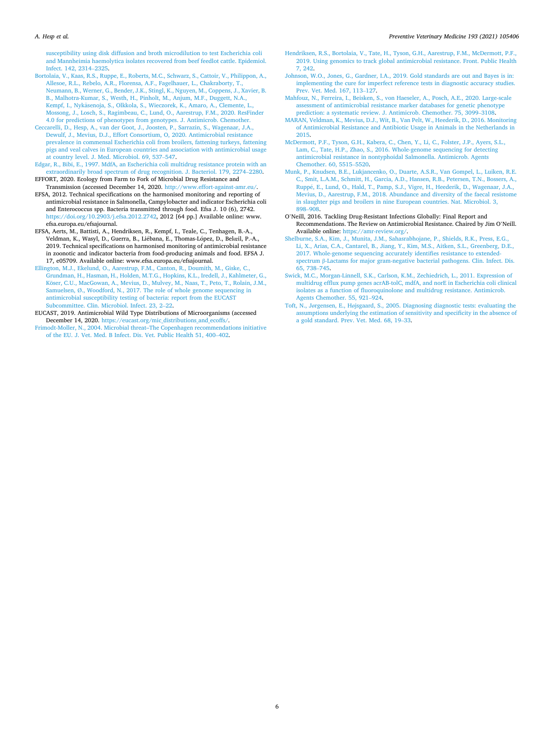susceptibility using disk diffusion and broth microdilution to test Escherichia coli and Mannheimia haemolytica isolates recovered from beef feedlot cattle. Epidemiol. Infect. 142, 2314–2325.

Bortolaia, V., Kaas, R.S., Ruppe, E., Roberts, M.C., Schwarz, S., Cattoir, V., Philippon, A., Allesoe, R.L., Rebelo, A.R., Florensa, A.F., Fagelhauer, L., Chakraborty, T., Neumann, B., Werner, G., Bender, J.K., Stingl, K., Nguyen, M., Coppens, J., Xavier, B. B., Malhotra-Kumar, S., Westh, H., Pinholt, M., Anjum, M.F., Duggett, N.A., Kempf, I., Nykäsenoja, S., Olkkola, S., Wieczorek, K., Amaro, A., Clemente, L., Mossong, J., Losch, S., Ragimbeau, C., Lund, O., Aarestrup, F.M., 2020. ResFinder 4.0 for predictions of phenotypes from genotypes. J. Antimicrob. Chemother.

Ceccarelli, D., Hesp, A., van der Goot, J., Joosten, P., Sarrazin, S., Wagenaar, J.A., Dewulf, J., Mevius, D.J., Effort Consortium, O, 2020. Antimicrobial resistance prevalence in commensal Escherichia coli from broilers, fattening turkeys, fattening pigs and veal calves in European countries and association with antimicrobial usage at country level. J. Med. Microbiol. 69, 537–547.

Edgar, R., Bibi, E., 1997. MdfA, an Escherichia coli multidrug resistance protein with an extraordinarily broad spectrum of drug recognition. J. Bacteriol. 179, 2274–2280.

EFFORT, 2020. Ecology from Farm to Fork of Microbial Drug Resistance and Transmission (accessed December 14, 2020. http://www.effort-against-amr.eu/.

EFSA, 2012. Technical specifications on the harmonised monitoring and reporting of antimicrobial resistance in Salmonella, Campylobacter and indicator Escherichia coli and Enterococcus spp. Bacteria transmitted through food. Efsa J. 10 (6), 2742. https://doi.org/10.2903/j.efsa.2012.2742, 2012 [64 pp.] Available online: www.efsa.europa.eu/efsajournal.

EFSA, Aerts, M., Battisti, A., Hendriksen, R., Kempf, I., Teale, C., Tenhagen, B.-A., Veldman, K., Wasyl, D., Guerra, B., Liébana, E., Thomas-López, D., Belœil, P.-A., 2019. Technical specifications on harmonised monitoring of antimicrobial resistance in zoonotic and indicator bacteria from food-producing animals and food. EFSA J. 17, e05709. Available online: www.efsa.europa.eu/efsajournal.

Ellington, M.J., Ekelund, O., Aarestrup, F.M., Canton, R., Doumith, M., Giske, C., Grundman, H., Hasman, H., Holden, M.T.G., Hopkins, K.L., Iredell, J., Kahlmeter, G., Köser, C.U., MacGowan, A., Mevius, D., Mulvey, M., Naas, T., Peto, T., Rolain, J.M., Samuelsen, Ø., Woodford, N., 2017. The role of whole genome sequencing in antimicrobial susceptibility testing of bacteria: report from the EUCAST Subcommittee. Clin. Microbiol. Infect. 23, 2–22.

EUCAST, 2019. Antimicrobial Wild Type Distributions of Microorganisms (accessed December 14, 2020. https://eucast.org/mic_distributions_and_ecoffs/.

Frimodt-Moller, N., 2004. Microbial threat–The Copenhagen recommendations initiative of the EU. J. Vet. Med. B Infect. Dis. Vet. Public Health 51, 400–402.

Hendriksen, R.S., Bortolaia, V., Tate, H., Tyson, G.H., Aarestrup, F.M., McDermott, P.F., 2019. Using genomics to track global antimicrobial resistance. Front. Public Health 7, 242.

Johnson, W.O., Jones, G., Gardner, I.A., 2019. Gold standards are out and Bayes is in: implementing the cure for imperfect reference tests in diagnostic accuracy studies. Prev. Vet. Med. 167, 113–127.

Mahfouz, N., Ferreira, I., Beisken, S., von Haeseler, A., Posch, A.E., 2020. Large-scale assessment of antimicrobial resistance marker databases for genetic phenotype prediction: a systematic review. J. Antimicrob. Chemother. 75, 3099–3108.

MARAN, Veldman, K., Mevius, D.J., Wit, B., Van Pelt, W., Heederik, D., 2016. Monitoring of Antimicrobial Resistance and Antibiotic Usage in Animals in the Netherlands in 2015.

McDermott, P.F., Tyson, G.H., Kabera, C., Chen, Y., Li, C., Folster, J.P., Ayers, S.L., Lam, C., Tate, H.P., Zhao, S., 2016. Whole-genome sequencing for detecting antimicrobial resistance in nontyphoidal Salmonella. Antimicrob. Agents Chemother. 60, 5515–5520.

Munk, P., Knudsen, B.E., Lukjancenko, O., Duarte, A.S.R., Van Gompel, L., Luiken, R.E. C., Smit, L.A.M., Schmitt, H., Garcia, A.D., Hansen, R.B., Petersen, T.N., Bossers, A., Ruppé, E., Lund, O., Hald, T., Pamp, S.J., Vigre, H., Heederik, D., Wagenaar, J.A., Mevius, D., Aarestrup, F.M., 2018. Abundance and diversity of the faecal resistome in slaughter pigs and broilers in nine European countries. Nat. Microbiol. 3, 898–908.

O'Neill, 2016. Tackling Drug-Resistant Infections Globally: Final Report and Recommendations. The Review on Antimicrobial Resistance. Chaired by Jim O'Neill. Available online: https://amr-review.org/.

Shelburne, S.A., Kim, J., Munita, J.M., Sahasrabhojane, P., Shields, R.K., Press, E.G., Li, X., Arias, C.A., Cantarel, B., Jiang, Y., Kim, M.S., Aitken, S.L., Greenberg, D.E., 2017. Whole-genome sequencing accurately identifies resistance to extended-spectrum β-Lactams for major gram-negative bacterial pathogens. Clin. Infect. Dis. 65, 738–745.

Swick, M.C., Morgan-Linnell, S.K., Carlson, K.M., Zechiedrich, L., 2011. Expression of multidrug efflux pump genes acrAB-tolC, mdfA, and norE in Escherichia coli clinical isolates as a function of fluoroquinolone and multidrug resistance. Antimicrob. Agents Chemother. 55, 921–924.

Toft, N., Jørgensen, E., Højsgaard, S., 2005. Diagnosing diagnostic tests: evaluating the assumptions underlying the estimation of sensitivity and specificity in the absence of a gold standard. Prev. Vet. Med. 68, 19–33.